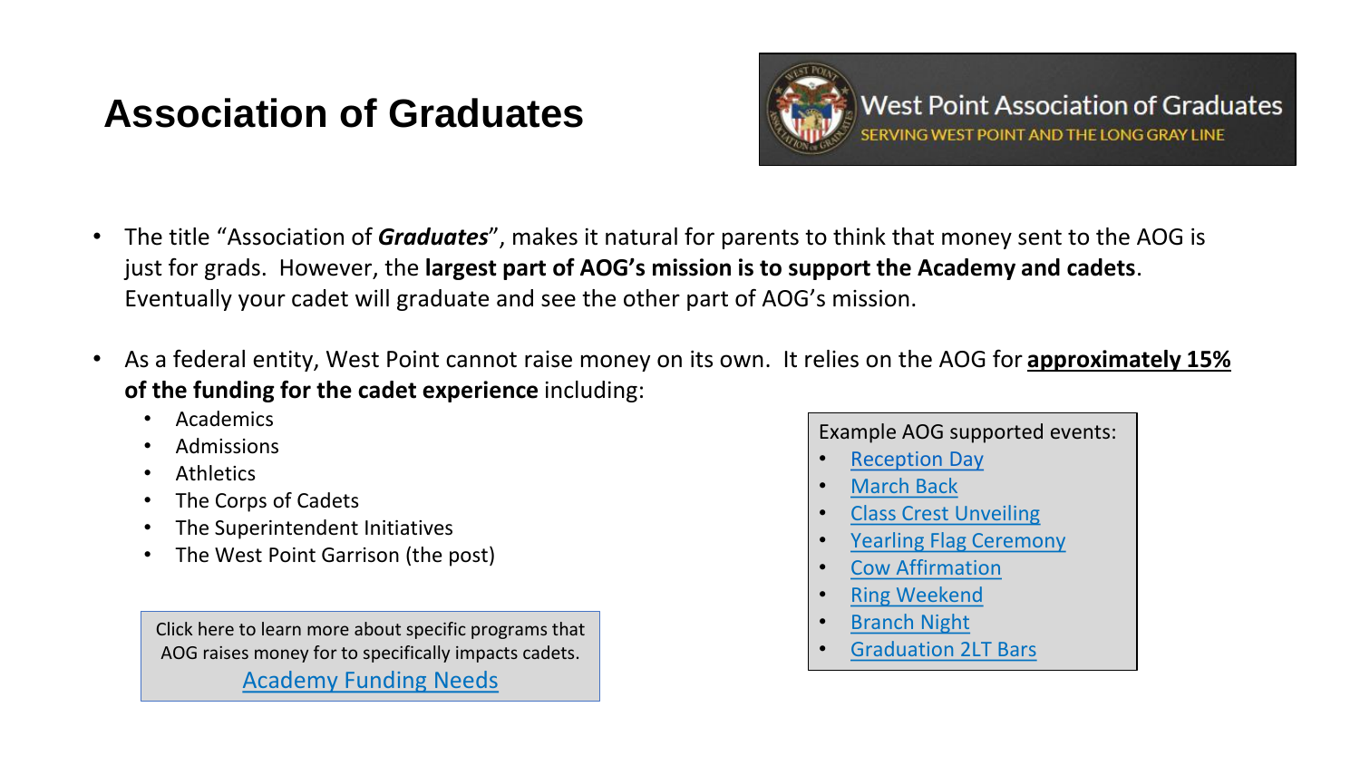# Association of Graduates

West Point Association of Graduates
SERVING WEST POINT AND THE LONG GRAY LINE

- The title "Association of ***Graduates***", makes it natural for parents to think that money sent to the AOG is just for grads. However, the **largest part of AOG's mission is to support the Academy and cadets**. Eventually your cadet will graduate and see the other part of AOG's mission.

- As a federal entity, West Point cannot raise money on its own. It relies on the AOG for **approximately 15% of the funding for the cadet experience** including:
  - Academics
  - Admissions
  - Athletics
  - The Corps of Cadets
  - The Superintendent Initiatives
  - The West Point Garrison (the post)

Click here to learn more about specific programs that AOG raises money for to specifically impacts cadets.
Academy Funding Needs

Example AOG supported events:

- Reception Day
- March Back
- Class Crest Unveiling
- Yearling Flag Ceremony
- Cow Affirmation
- Ring Weekend
- Branch Night
- Graduation 2LT Bars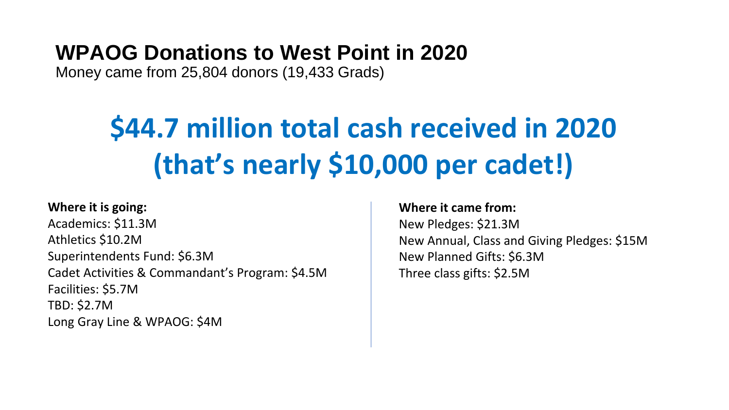# WPAOG Donations to West Point in 2020

Money came from 25,804 donors (19,433 Grads)

## $44.7 million total cash received in 2020 (that's nearly $10,000 per cadet!)

**Where it is going:**

Academics: $11.3M
Athletics $10.2M
Superintendents Fund: $6.3M
Cadet Activities & Commandant's Program: $4.5M
Facilities: $5.7M
TBD: $2.7M
Long Gray Line & WPAOG: $4M

**Where it came from:**

New Pledges: $21.3M
New Annual, Class and Giving Pledges: $15M
New Planned Gifts: $6.3M
Three class gifts: $2.5M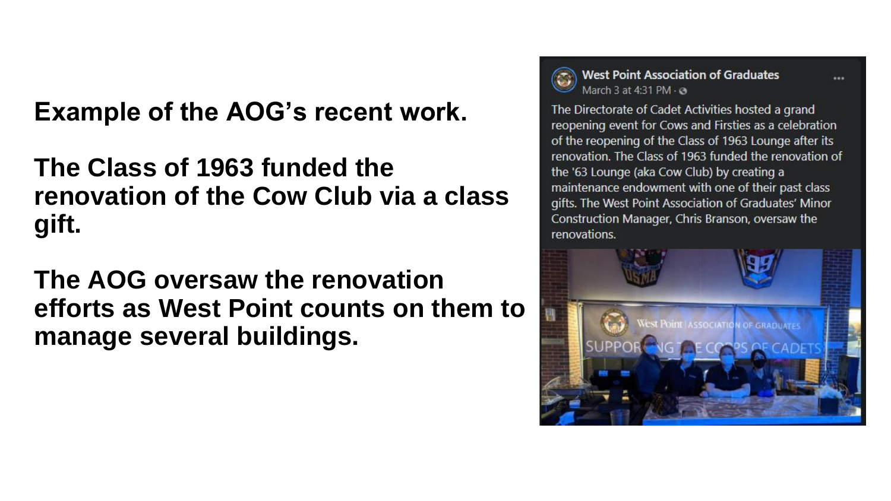**Example of the AOG's recent work.**

**The Class of 1963 funded the renovation of the Cow Club via a class gift.**

**The AOG oversaw the renovation efforts as West Point counts on them to manage several buildings.**

**West Point Association of Graduates**
March 3 at 4:31 PM ·

The Directorate of Cadet Activities hosted a grand reopening event for Cows and Firsties as a celebration of the reopening of the Class of 1963 Lounge after its renovation. The Class of 1963 funded the renovation of the '63 Lounge (aka Cow Club) by creating a maintenance endowment with one of their past class gifts. The West Point Association of Graduates' Minor Construction Manager, Chris Branson, oversaw the renovations.